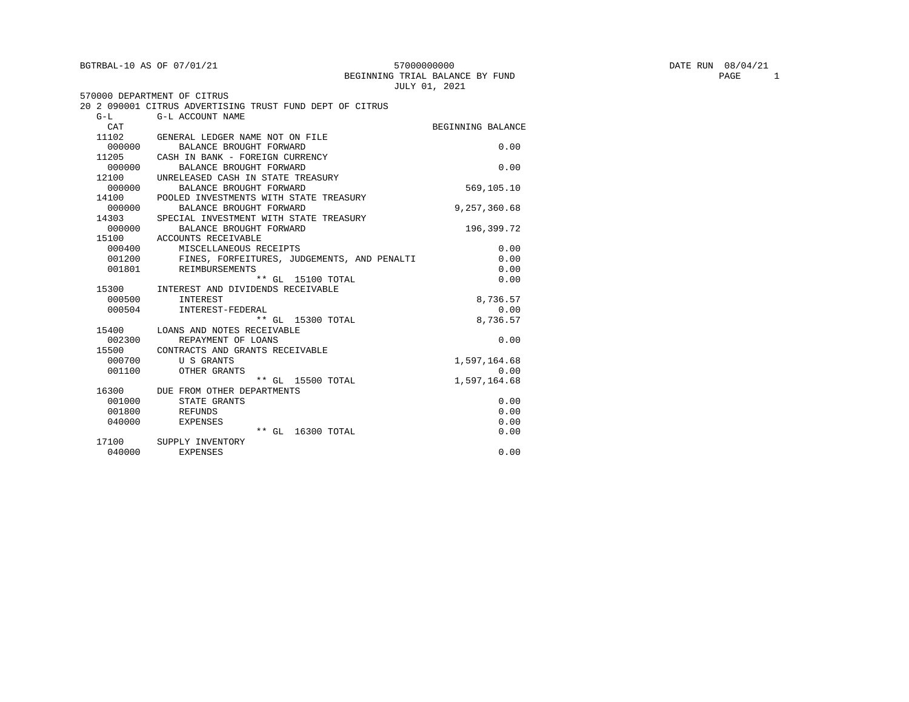BGTRBAL-10 AS OF 07/01/21 — 57000000000 — DATE RUN 08/04/21

BEGINNING TRIAL BALANCE BY FUND

JULY 01, 2021

570000 DEPARTMENT OF CITRUS

20 2 090001 CITRUS ADVERTISING TRUST FUND DEPT OF CITRUS

| G-L CAT | G-L ACCOUNT NAME | BEGINNING BALANCE |
|---|---|---|
| 11102 | GENERAL LEDGER NAME NOT ON FILE | |
| 000000 | BALANCE BROUGHT FORWARD | 0.00 |
| 11205 | CASH IN BANK - FOREIGN CURRENCY | |
| 000000 | BALANCE BROUGHT FORWARD | 0.00 |
| 12100 | UNRELEASED CASH IN STATE TREASURY | |
| 000000 | BALANCE BROUGHT FORWARD | 569,105.10 |
| 14100 | POOLED INVESTMENTS WITH STATE TREASURY | |
| 000000 | BALANCE BROUGHT FORWARD | 9,257,360.68 |
| 14303 | SPECIAL INVESTMENT WITH STATE TREASURY | |
| 000000 | BALANCE BROUGHT FORWARD | 196,399.72 |
| 15100 | ACCOUNTS RECEIVABLE | |
| 000400 | MISCELLANEOUS RECEIPTS | 0.00 |
| 001200 | FINES, FORFEITURES, JUDGEMENTS, AND PENALTI | 0.00 |
| 001801 | REIMBURSEMENTS | 0.00 |
| | ** GL 15100 TOTAL | 0.00 |
| 15300 | INTEREST AND DIVIDENDS RECEIVABLE | |
| 000500 | INTEREST | 8,736.57 |
| 000504 | INTEREST-FEDERAL | 0.00 |
| | ** GL 15300 TOTAL | 8,736.57 |
| 15400 | LOANS AND NOTES RECEIVABLE | |
| 002300 | REPAYMENT OF LOANS | 0.00 |
| 15500 | CONTRACTS AND GRANTS RECEIVABLE | |
| 000700 | U S GRANTS | 1,597,164.68 |
| 001100 | OTHER GRANTS | 0.00 |
| | ** GL 15500 TOTAL | 1,597,164.68 |
| 16300 | DUE FROM OTHER DEPARTMENTS | |
| 001000 | STATE GRANTS | 0.00 |
| 001800 | REFUNDS | 0.00 |
| 040000 | EXPENSES | 0.00 |
| | ** GL 16300 TOTAL | 0.00 |
| 17100 | SUPPLY INVENTORY | |
| 040000 | EXPENSES | 0.00 |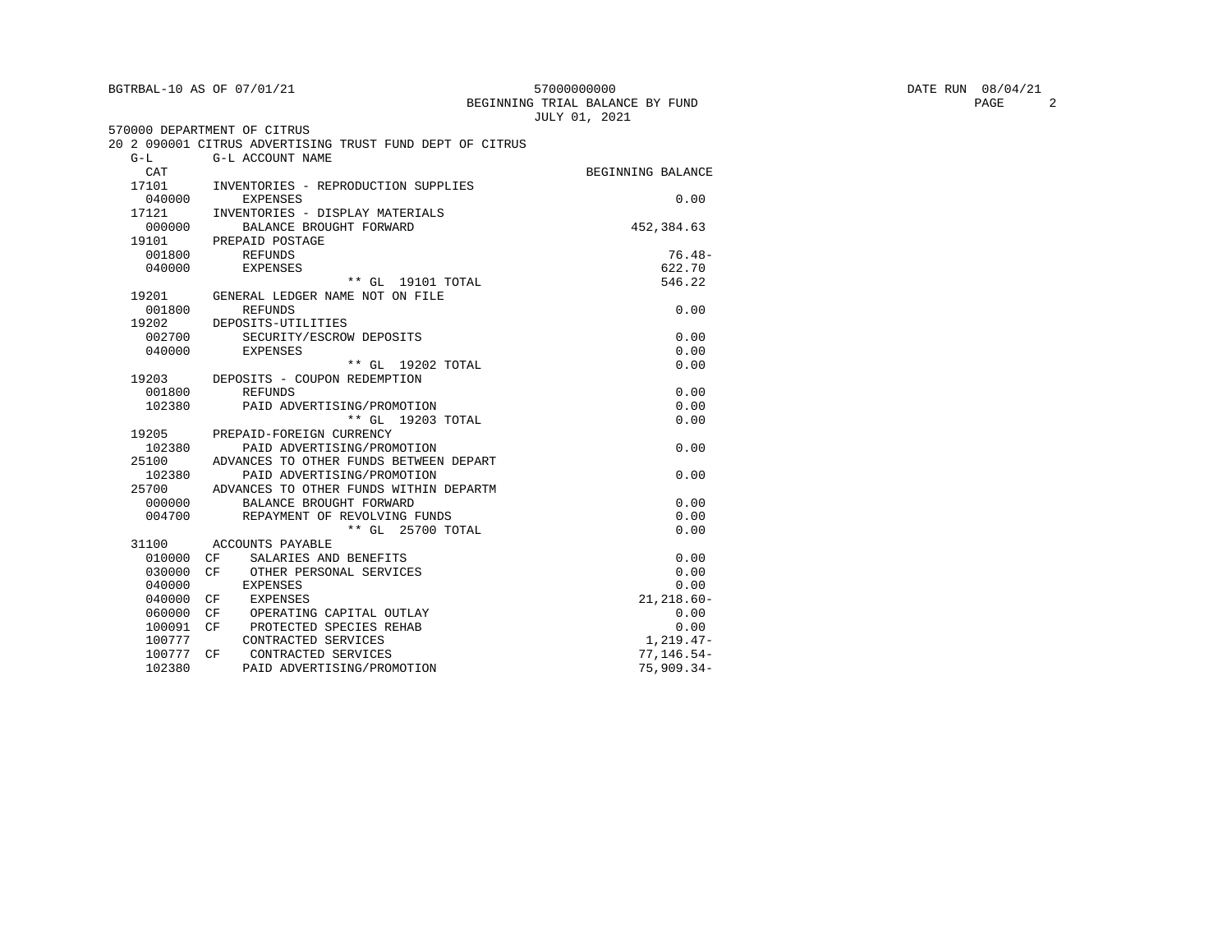BGTRBAL-10 AS OF 07/01/21

57000000000
BEGINNING TRIAL BALANCE BY FUND
JULY 01, 2021

DATE RUN 08/04/21

570000 DEPARTMENT OF CITRUS
20 2 090001 CITRUS ADVERTISING TRUST FUND DEPT OF CITRUS

| G-L CAT | | G-L ACCOUNT NAME | BEGINNING BALANCE |
|---|---|---|---|
| 17101 | | INVENTORIES - REPRODUCTION SUPPLIES | |
| 040000 | | EXPENSES | 0.00 |
| 17121 | | INVENTORIES - DISPLAY MATERIALS | |
| 000000 | | BALANCE BROUGHT FORWARD | 452,384.63 |
| 19101 | | PREPAID POSTAGE | |
| 001800 | | REFUNDS | 76.48- |
| 040000 | | EXPENSES | 622.70 |
| | | ** GL 19101 TOTAL | 546.22 |
| 19201 | | GENERAL LEDGER NAME NOT ON FILE | |
| 001800 | | REFUNDS | 0.00 |
| 19202 | | DEPOSITS-UTILITIES | |
| 002700 | | SECURITY/ESCROW DEPOSITS | 0.00 |
| 040000 | | EXPENSES | 0.00 |
| | | ** GL 19202 TOTAL | 0.00 |
| 19203 | | DEPOSITS - COUPON REDEMPTION | |
| 001800 | | REFUNDS | 0.00 |
| 102380 | | PAID ADVERTISING/PROMOTION | 0.00 |
| | | ** GL 19203 TOTAL | 0.00 |
| 19205 | | PREPAID-FOREIGN CURRENCY | |
| 102380 | | PAID ADVERTISING/PROMOTION | 0.00 |
| 25100 | | ADVANCES TO OTHER FUNDS BETWEEN DEPART | |
| 102380 | | PAID ADVERTISING/PROMOTION | 0.00 |
| 25700 | | ADVANCES TO OTHER FUNDS WITHIN DEPARTM | |
| 000000 | | BALANCE BROUGHT FORWARD | 0.00 |
| 004700 | | REPAYMENT OF REVOLVING FUNDS | 0.00 |
| | | ** GL 25700 TOTAL | 0.00 |
| 31100 | | ACCOUNTS PAYABLE | |
| 010000 | CF | SALARIES AND BENEFITS | 0.00 |
| 030000 | CF | OTHER PERSONAL SERVICES | 0.00 |
| 040000 | | EXPENSES | 0.00 |
| 040000 | CF | EXPENSES | 21,218.60- |
| 060000 | CF | OPERATING CAPITAL OUTLAY | 0.00 |
| 100091 | CF | PROTECTED SPECIES REHAB | 0.00 |
| 100777 | | CONTRACTED SERVICES | 1,219.47- |
| 100777 | CF | CONTRACTED SERVICES | 77,146.54- |
| 102380 | | PAID ADVERTISING/PROMOTION | 75,909.34- |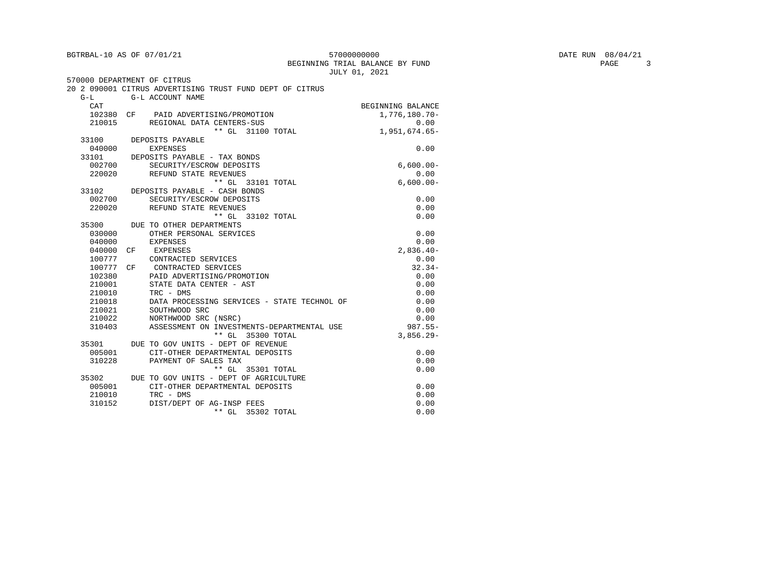BGTRBAL-10 AS OF 07/01/21 — 57000000000 — BEGINNING TRIAL BALANCE BY FUND — JULY 01, 2021 — DATE RUN 08/04/21

570000 DEPARTMENT OF CITRUS

20 2 090001 CITRUS ADVERTISING TRUST FUND DEPT OF CITRUS

| G-L CAT | | G-L ACCOUNT NAME | BEGINNING BALANCE |
|---|---|---|---|
| 102380 | CF | PAID ADVERTISING/PROMOTION | 1,776,180.70- |
| 210015 | | REGIONAL DATA CENTERS-SUS | 0.00 |
| | | ** GL 31100 TOTAL | 1,951,674.65- |
| 33100 | | DEPOSITS PAYABLE | |
| 040000 | | EXPENSES | 0.00 |
| 33101 | | DEPOSITS PAYABLE - TAX BONDS | |
| 002700 | | SECURITY/ESCROW DEPOSITS | 6,600.00- |
| 220020 | | REFUND STATE REVENUES | 0.00 |
| | | ** GL 33101 TOTAL | 6,600.00- |
| 33102 | | DEPOSITS PAYABLE - CASH BONDS | |
| 002700 | | SECURITY/ESCROW DEPOSITS | 0.00 |
| 220020 | | REFUND STATE REVENUES | 0.00 |
| | | ** GL 33102 TOTAL | 0.00 |
| 35300 | | DUE TO OTHER DEPARTMENTS | |
| 030000 | | OTHER PERSONAL SERVICES | 0.00 |
| 040000 | | EXPENSES | 0.00 |
| 040000 | CF | EXPENSES | 2,836.40- |
| 100777 | | CONTRACTED SERVICES | 0.00 |
| 100777 | CF | CONTRACTED SERVICES | 32.34- |
| 102380 | | PAID ADVERTISING/PROMOTION | 0.00 |
| 210001 | | STATE DATA CENTER - AST | 0.00 |
| 210010 | | TRC - DMS | 0.00 |
| 210018 | | DATA PROCESSING SERVICES - STATE TECHNOL OF | 0.00 |
| 210021 | | SOUTHWOOD SRC | 0.00 |
| 210022 | | NORTHWOOD SRC (NSRC) | 0.00 |
| 310403 | | ASSESSMENT ON INVESTMENTS-DEPARTMENTAL USE | 987.55- |
| | | ** GL 35300 TOTAL | 3,856.29- |
| 35301 | | DUE TO GOV UNITS - DEPT OF REVENUE | |
| 005001 | | CIT-OTHER DEPARTMENTAL DEPOSITS | 0.00 |
| 310228 | | PAYMENT OF SALES TAX | 0.00 |
| | | ** GL 35301 TOTAL | 0.00 |
| 35302 | | DUE TO GOV UNITS - DEPT OF AGRICULTURE | |
| 005001 | | CIT-OTHER DEPARTMENTAL DEPOSITS | 0.00 |
| 210010 | | TRC - DMS | 0.00 |
| 310152 | | DIST/DEPT OF AG-INSP FEES | 0.00 |
| | | ** GL 35302 TOTAL | 0.00 |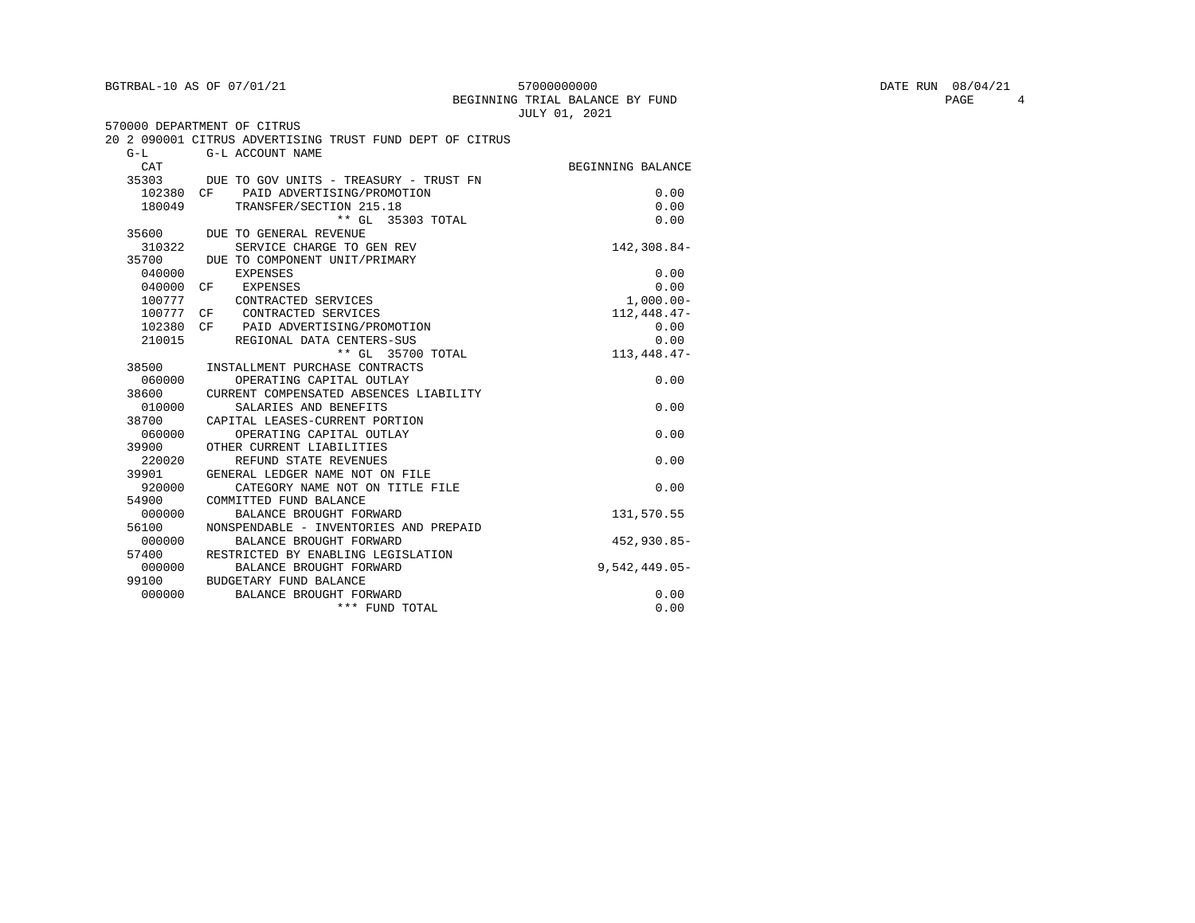BGTRBAL-10 AS OF 07/01/21

57000000000

BEGINNING TRIAL BALANCE BY FUND

JULY 01, 2021

DATE RUN 08/04/21

570000 DEPARTMENT OF CITRUS

20 2 090001 CITRUS ADVERTISING TRUST FUND DEPT OF CITRUS

| G-L CAT | | G-L ACCOUNT NAME | BEGINNING BALANCE |
|---|---|---|---|
| 35303 | | DUE TO GOV UNITS - TREASURY - TRUST FN | |
| 102380 | CF | PAID ADVERTISING/PROMOTION | 0.00 |
| 180049 | | TRANSFER/SECTION 215.18 | 0.00 |
| | | ** GL 35303 TOTAL | 0.00 |
| 35600 | | DUE TO GENERAL REVENUE | |
| 310322 | | SERVICE CHARGE TO GEN REV | 142,308.84- |
| 35700 | | DUE TO COMPONENT UNIT/PRIMARY | |
| 040000 | | EXPENSES | 0.00 |
| 040000 | CF | EXPENSES | 0.00 |
| 100777 | | CONTRACTED SERVICES | 1,000.00- |
| 100777 | CF | CONTRACTED SERVICES | 112,448.47- |
| 102380 | CF | PAID ADVERTISING/PROMOTION | 0.00 |
| 210015 | | REGIONAL DATA CENTERS-SUS | 0.00 |
| | | ** GL 35700 TOTAL | 113,448.47- |
| 38500 | | INSTALLMENT PURCHASE CONTRACTS | |
| 060000 | | OPERATING CAPITAL OUTLAY | 0.00 |
| 38600 | | CURRENT COMPENSATED ABSENCES LIABILITY | |
| 010000 | | SALARIES AND BENEFITS | 0.00 |
| 38700 | | CAPITAL LEASES-CURRENT PORTION | |
| 060000 | | OPERATING CAPITAL OUTLAY | 0.00 |
| 39900 | | OTHER CURRENT LIABILITIES | |
| 220020 | | REFUND STATE REVENUES | 0.00 |
| 39901 | | GENERAL LEDGER NAME NOT ON FILE | |
| 920000 | | CATEGORY NAME NOT ON TITLE FILE | 0.00 |
| 54900 | | COMMITTED FUND BALANCE | |
| 000000 | | BALANCE BROUGHT FORWARD | 131,570.55 |
| 56100 | | NONSPENDABLE - INVENTORIES AND PREPAID | |
| 000000 | | BALANCE BROUGHT FORWARD | 452,930.85- |
| 57400 | | RESTRICTED BY ENABLING LEGISLATION | |
| 000000 | | BALANCE BROUGHT FORWARD | 9,542,449.05- |
| 99100 | | BUDGETARY FUND BALANCE | |
| 000000 | | BALANCE BROUGHT FORWARD | 0.00 |
| | | *** FUND TOTAL | 0.00 |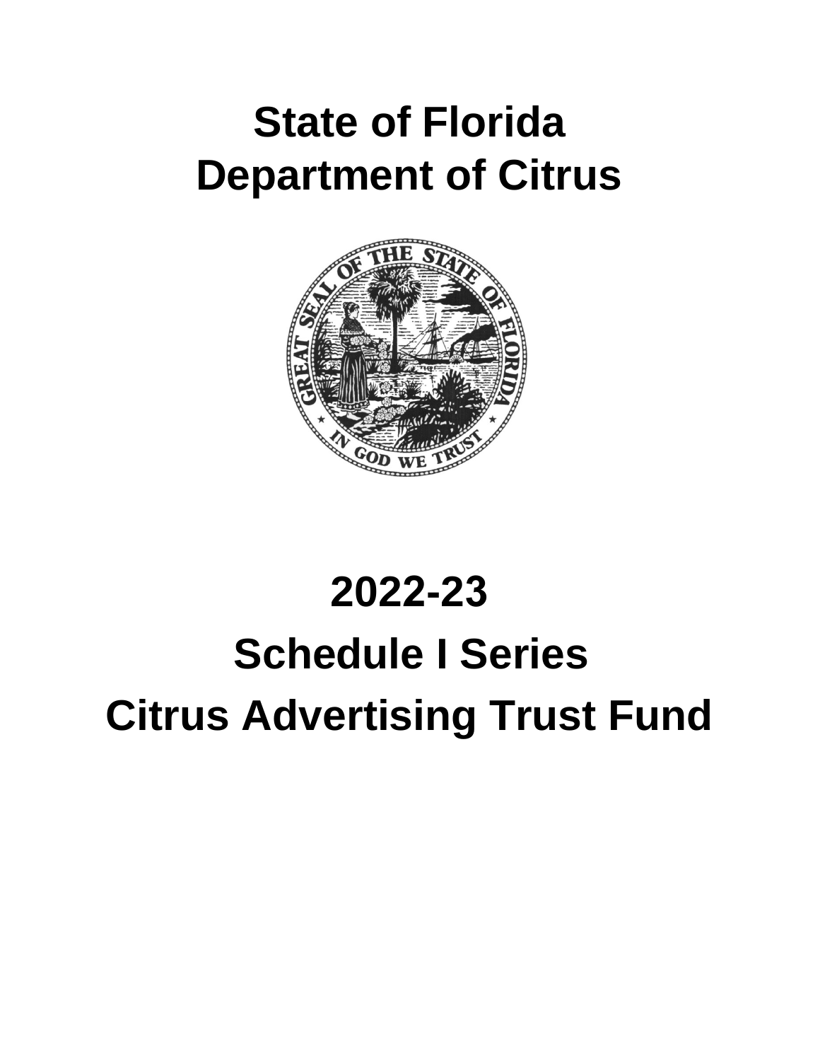# State of Florida
# Department of Citrus

# 2022-23
# Schedule I Series
# Citrus Advertising Trust Fund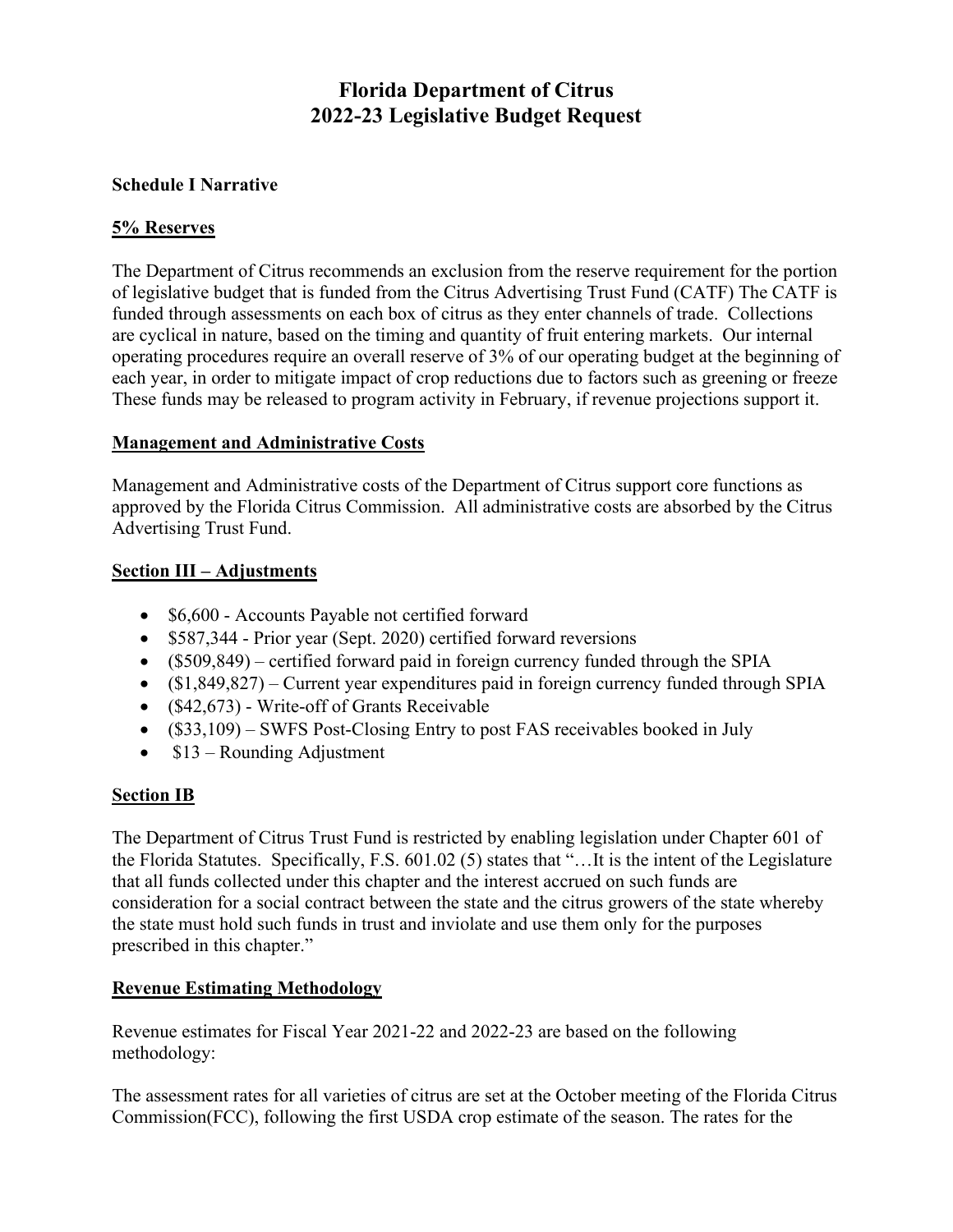# Florida Department of Citrus
# 2022-23 Legislative Budget Request

**Schedule I Narrative**

**5% Reserves**

The Department of Citrus recommends an exclusion from the reserve requirement for the portion of legislative budget that is funded from the Citrus Advertising Trust Fund (CATF) The CATF is funded through assessments on each box of citrus as they enter channels of trade. Collections are cyclical in nature, based on the timing and quantity of fruit entering markets. Our internal operating procedures require an overall reserve of 3% of our operating budget at the beginning of each year, in order to mitigate impact of crop reductions due to factors such as greening or freeze These funds may be released to program activity in February, if revenue projections support it.

**Management and Administrative Costs**

Management and Administrative costs of the Department of Citrus support core functions as approved by the Florida Citrus Commission. All administrative costs are absorbed by the Citrus Advertising Trust Fund.

**Section III – Adjustments**

- \$6,600 - Accounts Payable not certified forward
- \$587,344 - Prior year (Sept. 2020) certified forward reversions
- (\$509,849) – certified forward paid in foreign currency funded through the SPIA
- (\$1,849,827) – Current year expenditures paid in foreign currency funded through SPIA
- (\$42,673) - Write-off of Grants Receivable
- (\$33,109) – SWFS Post-Closing Entry to post FAS receivables booked in July
- \$13 – Rounding Adjustment

**Section IB**

The Department of Citrus Trust Fund is restricted by enabling legislation under Chapter 601 of the Florida Statutes. Specifically, F.S. 601.02 (5) states that "…It is the intent of the Legislature that all funds collected under this chapter and the interest accrued on such funds are consideration for a social contract between the state and the citrus growers of the state whereby the state must hold such funds in trust and inviolate and use them only for the purposes prescribed in this chapter."

**Revenue Estimating Methodology**

Revenue estimates for Fiscal Year 2021-22 and 2022-23 are based on the following methodology:

The assessment rates for all varieties of citrus are set at the October meeting of the Florida Citrus Commission(FCC), following the first USDA crop estimate of the season. The rates for the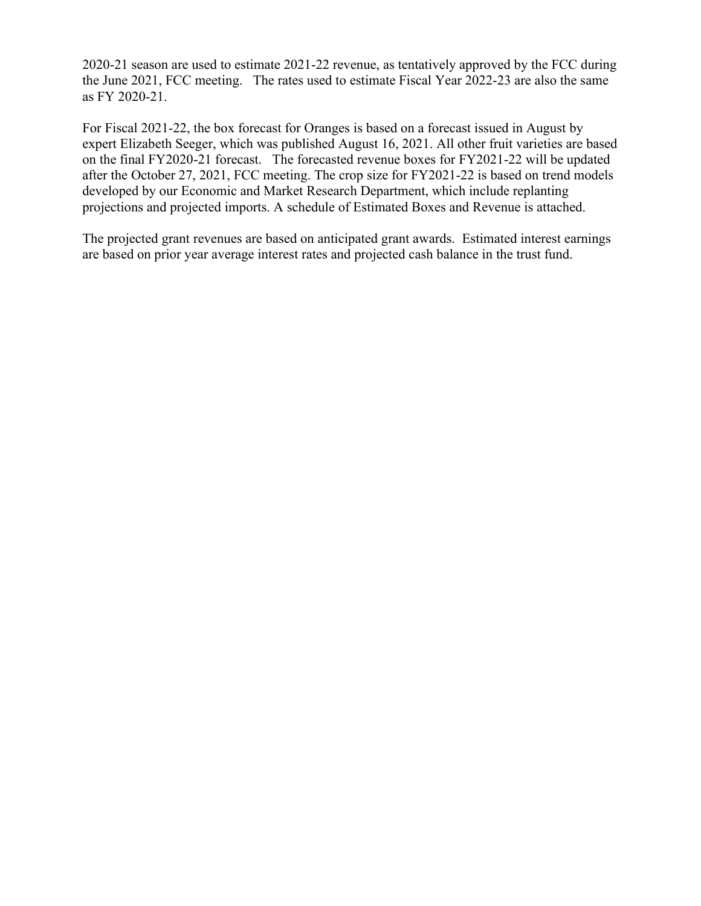2020-21 season are used to estimate 2021-22 revenue, as tentatively approved by the FCC during the June 2021, FCC meeting. The rates used to estimate Fiscal Year 2022-23 are also the same as FY 2020-21.

For Fiscal 2021-22, the box forecast for Oranges is based on a forecast issued in August by expert Elizabeth Seeger, which was published August 16, 2021. All other fruit varieties are based on the final FY2020-21 forecast. The forecasted revenue boxes for FY2021-22 will be updated after the October 27, 2021, FCC meeting. The crop size for FY2021-22 is based on trend models developed by our Economic and Market Research Department, which include replanting projections and projected imports. A schedule of Estimated Boxes and Revenue is attached.

The projected grant revenues are based on anticipated grant awards. Estimated interest earnings are based on prior year average interest rates and projected cash balance in the trust fund.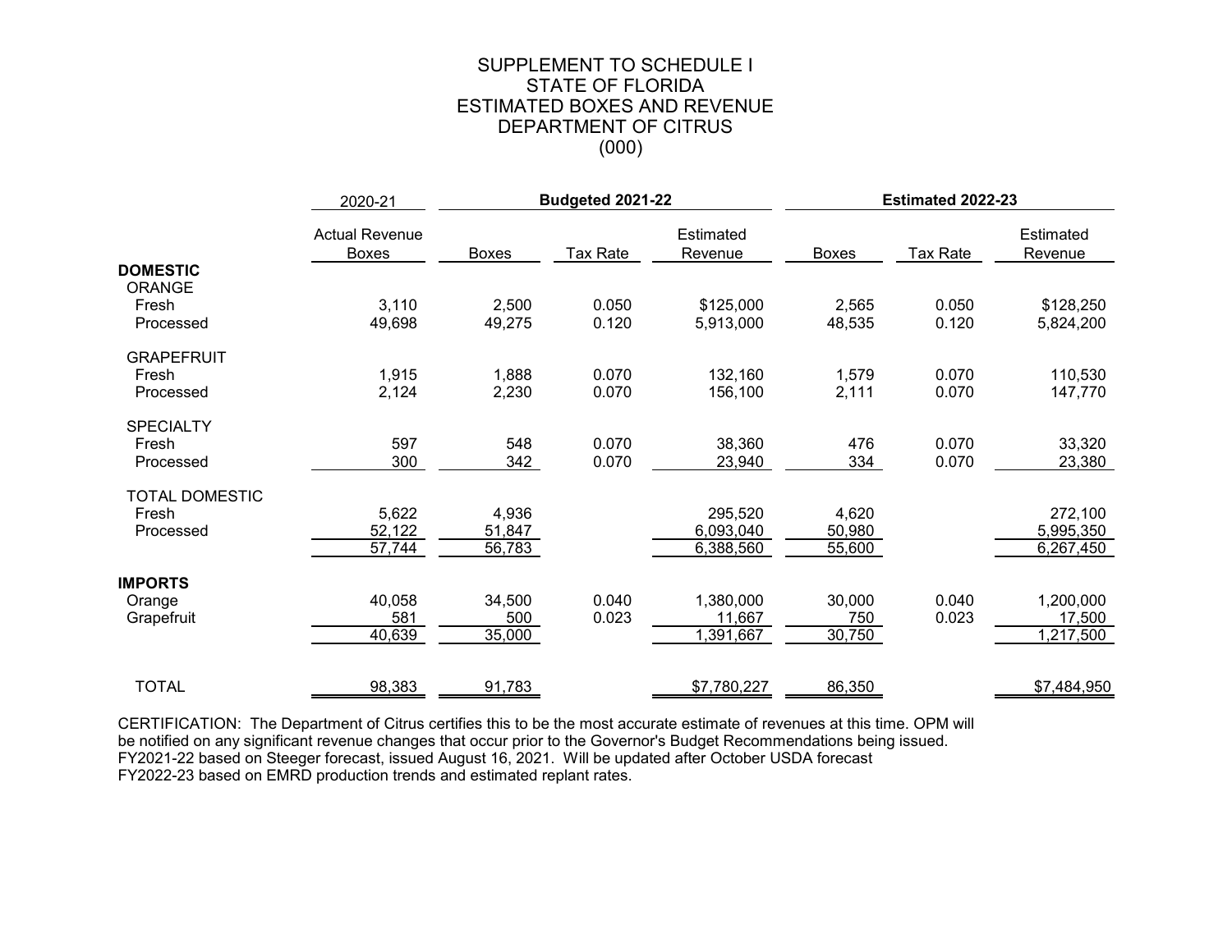# SUPPLEMENT TO SCHEDULE I
# STATE OF FLORIDA
# ESTIMATED BOXES AND REVENUE
# DEPARTMENT OF CITRUS
# (000)

| | 2020-21 | Budgeted 2021-22 | | | Estimated 2022-23 | | |
|---|---|---|---|---|---|---|---|
| | Actual Revenue Boxes | Boxes | Tax Rate | Estimated Revenue | Boxes | Tax Rate | Estimated Revenue |
| **DOMESTIC** | | | | | | | |
| ORANGE | | | | | | | |
| Fresh | 3,110 | 2,500 | 0.050 | $125,000 | 2,565 | 0.050 | $128,250 |
| Processed | 49,698 | 49,275 | 0.120 | 5,913,000 | 48,535 | 0.120 | 5,824,200 |
| GRAPEFRUIT | | | | | | | |
| Fresh | 1,915 | 1,888 | 0.070 | 132,160 | 1,579 | 0.070 | 110,530 |
| Processed | 2,124 | 2,230 | 0.070 | 156,100 | 2,111 | 0.070 | 147,770 |
| SPECIALTY | | | | | | | |
| Fresh | 597 | 548 | 0.070 | 38,360 | 476 | 0.070 | 33,320 |
| Processed | 300 | 342 | 0.070 | 23,940 | 334 | 0.070 | 23,380 |
| TOTAL DOMESTIC | | | | | | | |
| Fresh | 5,622 | 4,936 | | 295,520 | 4,620 | | 272,100 |
| Processed | 52,122 | 51,847 | | 6,093,040 | 50,980 | | 5,995,350 |
| | 57,744 | 56,783 | | 6,388,560 | 55,600 | | 6,267,450 |
| **IMPORTS** | | | | | | | |
| Orange | 40,058 | 34,500 | 0.040 | 1,380,000 | 30,000 | 0.040 | 1,200,000 |
| Grapefruit | 581 | 500 | 0.023 | 11,667 | 750 | 0.023 | 17,500 |
| | 40,639 | 35,000 | | 1,391,667 | 30,750 | | 1,217,500 |
| TOTAL | 98,383 | 91,783 | | $7,780,227 | 86,350 | | $7,484,950 |

CERTIFICATION: The Department of Citrus certifies this to be the most accurate estimate of revenues at this time. OPM will be notified on any significant revenue changes that occur prior to the Governor's Budget Recommendations being issued.
FY2021-22 based on Steeger forecast, issued August 16, 2021. Will be updated after October USDA forecast
FY2022-23 based on EMRD production trends and estimated replant rates.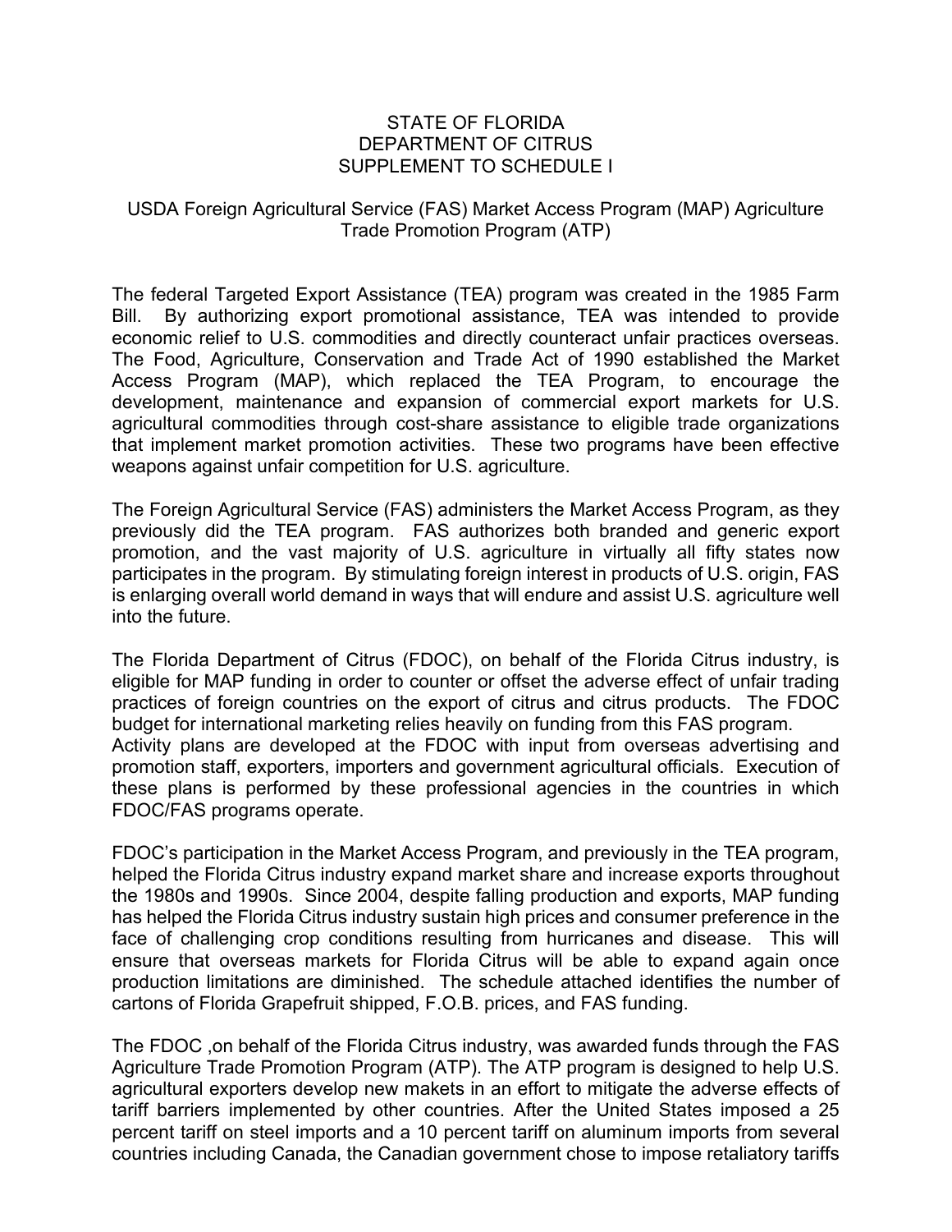# STATE OF FLORIDA
# DEPARTMENT OF CITRUS
# SUPPLEMENT TO SCHEDULE I

## USDA Foreign Agricultural Service (FAS) Market Access Program (MAP) Agriculture Trade Promotion Program (ATP)

The federal Targeted Export Assistance (TEA) program was created in the 1985 Farm Bill. By authorizing export promotional assistance, TEA was intended to provide economic relief to U.S. commodities and directly counteract unfair practices overseas. The Food, Agriculture, Conservation and Trade Act of 1990 established the Market Access Program (MAP), which replaced the TEA Program, to encourage the development, maintenance and expansion of commercial export markets for U.S. agricultural commodities through cost-share assistance to eligible trade organizations that implement market promotion activities. These two programs have been effective weapons against unfair competition for U.S. agriculture.

The Foreign Agricultural Service (FAS) administers the Market Access Program, as they previously did the TEA program. FAS authorizes both branded and generic export promotion, and the vast majority of U.S. agriculture in virtually all fifty states now participates in the program. By stimulating foreign interest in products of U.S. origin, FAS is enlarging overall world demand in ways that will endure and assist U.S. agriculture well into the future.

The Florida Department of Citrus (FDOC), on behalf of the Florida Citrus industry, is eligible for MAP funding in order to counter or offset the adverse effect of unfair trading practices of foreign countries on the export of citrus and citrus products. The FDOC budget for international marketing relies heavily on funding from this FAS program. Activity plans are developed at the FDOC with input from overseas advertising and promotion staff, exporters, importers and government agricultural officials. Execution of these plans is performed by these professional agencies in the countries in which FDOC/FAS programs operate.

FDOC's participation in the Market Access Program, and previously in the TEA program, helped the Florida Citrus industry expand market share and increase exports throughout the 1980s and 1990s. Since 2004, despite falling production and exports, MAP funding has helped the Florida Citrus industry sustain high prices and consumer preference in the face of challenging crop conditions resulting from hurricanes and disease. This will ensure that overseas markets for Florida Citrus will be able to expand again once production limitations are diminished. The schedule attached identifies the number of cartons of Florida Grapefruit shipped, F.O.B. prices, and FAS funding.

The FDOC ,on behalf of the Florida Citrus industry, was awarded funds through the FAS Agriculture Trade Promotion Program (ATP). The ATP program is designed to help U.S. agricultural exporters develop new makets in an effort to mitigate the adverse effects of tariff barriers implemented by other countries. After the United States imposed a 25 percent tariff on steel imports and a 10 percent tariff on aluminum imports from several countries including Canada, the Canadian government chose to impose retaliatory tariffs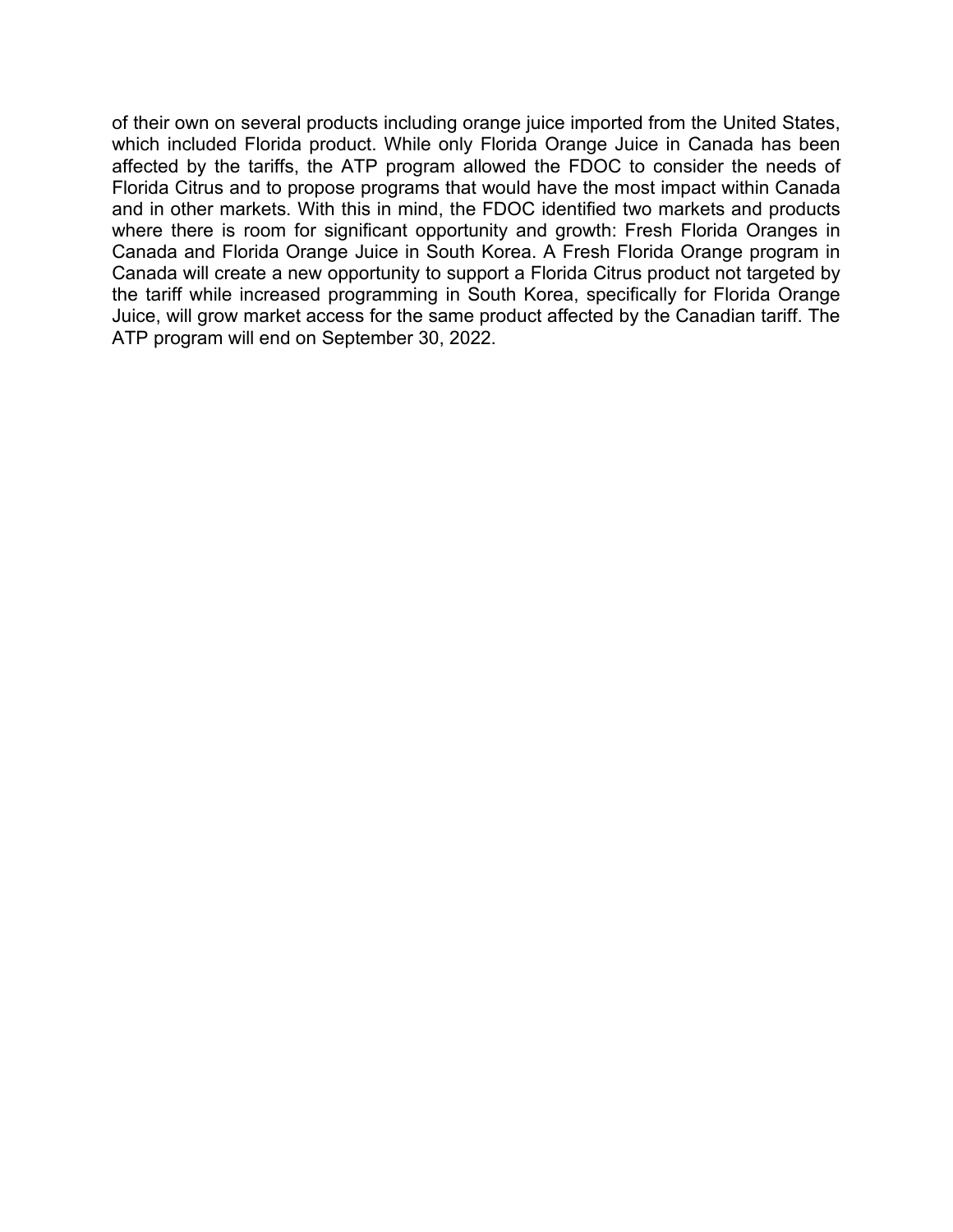of their own on several products including orange juice imported from the United States, which included Florida product. While only Florida Orange Juice in Canada has been affected by the tariffs, the ATP program allowed the FDOC to consider the needs of Florida Citrus and to propose programs that would have the most impact within Canada and in other markets. With this in mind, the FDOC identified two markets and products where there is room for significant opportunity and growth: Fresh Florida Oranges in Canada and Florida Orange Juice in South Korea. A Fresh Florida Orange program in Canada will create a new opportunity to support a Florida Citrus product not targeted by the tariff while increased programming in South Korea, specifically for Florida Orange Juice, will grow market access for the same product affected by the Canadian tariff. The ATP program will end on September 30, 2022.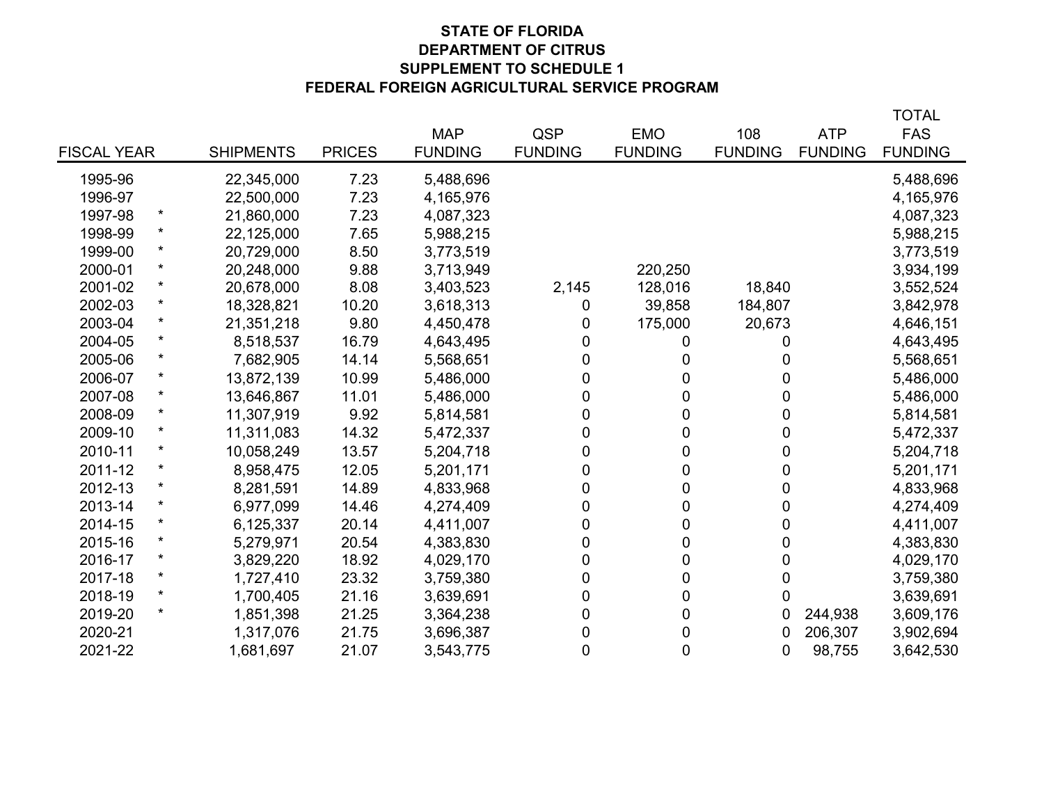**STATE OF FLORIDA**
**DEPARTMENT OF CITRUS**
**SUPPLEMENT TO SCHEDULE 1**
**FEDERAL FOREIGN AGRICULTURAL SERVICE PROGRAM**

| FISCAL YEAR | | SHIPMENTS | PRICES | MAP FUNDING | QSP FUNDING | EMO FUNDING | 108 FUNDING | ATP FUNDING | TOTAL FAS FUNDING |
|---|---|---|---|---|---|---|---|---|---|
| 1995-96 | | 22,345,000 | 7.23 | 5,488,696 | | | | | 5,488,696 |
| 1996-97 | | 22,500,000 | 7.23 | 4,165,976 | | | | | 4,165,976 |
| 1997-98 | * | 21,860,000 | 7.23 | 4,087,323 | | | | | 4,087,323 |
| 1998-99 | * | 22,125,000 | 7.65 | 5,988,215 | | | | | 5,988,215 |
| 1999-00 | * | 20,729,000 | 8.50 | 3,773,519 | | | | | 3,773,519 |
| 2000-01 | * | 20,248,000 | 9.88 | 3,713,949 | | 220,250 | | | 3,934,199 |
| 2001-02 | * | 20,678,000 | 8.08 | 3,403,523 | 2,145 | 128,016 | 18,840 | | 3,552,524 |
| 2002-03 | * | 18,328,821 | 10.20 | 3,618,313 | 0 | 39,858 | 184,807 | | 3,842,978 |
| 2003-04 | * | 21,351,218 | 9.80 | 4,450,478 | 0 | 175,000 | 20,673 | | 4,646,151 |
| 2004-05 | * | 8,518,537 | 16.79 | 4,643,495 | 0 | 0 | 0 | | 4,643,495 |
| 2005-06 | * | 7,682,905 | 14.14 | 5,568,651 | 0 | 0 | 0 | | 5,568,651 |
| 2006-07 | * | 13,872,139 | 10.99 | 5,486,000 | 0 | 0 | 0 | | 5,486,000 |
| 2007-08 | * | 13,646,867 | 11.01 | 5,486,000 | 0 | 0 | 0 | | 5,486,000 |
| 2008-09 | * | 11,307,919 | 9.92 | 5,814,581 | 0 | 0 | 0 | | 5,814,581 |
| 2009-10 | * | 11,311,083 | 14.32 | 5,472,337 | 0 | 0 | 0 | | 5,472,337 |
| 2010-11 | * | 10,058,249 | 13.57 | 5,204,718 | 0 | 0 | 0 | | 5,204,718 |
| 2011-12 | * | 8,958,475 | 12.05 | 5,201,171 | 0 | 0 | 0 | | 5,201,171 |
| 2012-13 | * | 8,281,591 | 14.89 | 4,833,968 | 0 | 0 | 0 | | 4,833,968 |
| 2013-14 | * | 6,977,099 | 14.46 | 4,274,409 | 0 | 0 | 0 | | 4,274,409 |
| 2014-15 | * | 6,125,337 | 20.14 | 4,411,007 | 0 | 0 | 0 | | 4,411,007 |
| 2015-16 | * | 5,279,971 | 20.54 | 4,383,830 | 0 | 0 | 0 | | 4,383,830 |
| 2016-17 | * | 3,829,220 | 18.92 | 4,029,170 | 0 | 0 | 0 | | 4,029,170 |
| 2017-18 | * | 1,727,410 | 23.32 | 3,759,380 | 0 | 0 | 0 | | 3,759,380 |
| 2018-19 | * | 1,700,405 | 21.16 | 3,639,691 | 0 | 0 | 0 | | 3,639,691 |
| 2019-20 | * | 1,851,398 | 21.25 | 3,364,238 | 0 | 0 | 0 | 244,938 | 3,609,176 |
| 2020-21 | | 1,317,076 | 21.75 | 3,696,387 | 0 | 0 | 0 | 206,307 | 3,902,694 |
| 2021-22 | | 1,681,697 | 21.07 | 3,543,775 | 0 | 0 | 0 | 98,755 | 3,642,530 |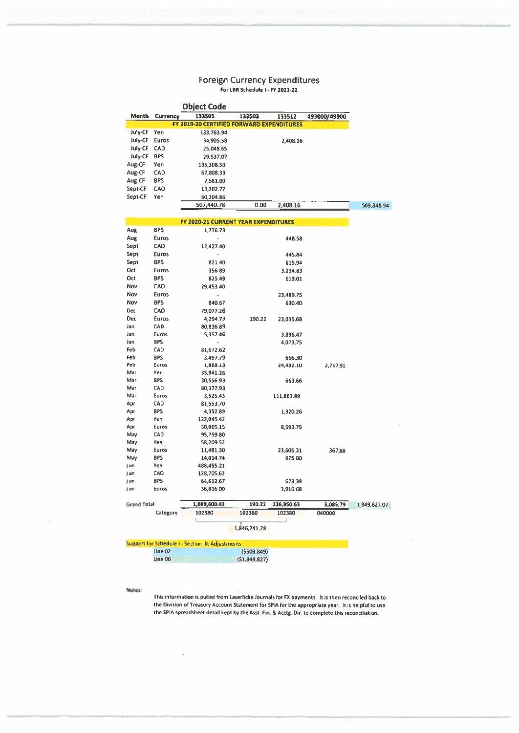## Foreign Currency Expenditures

**For LBR Schedule I - FY 2021-22**

| Month | Currency | 133505 | 133S03 | 133512 | 493000/49900 | |
|---|---|---|---|---|---|---|
| | | **Object Code** | | | | |
| **FY 2019-20 CERTIFIED FORWARD EXPENDITURES** | | | | | | |
| July-CF | Yen | 133,763.94 | | | | |
| July-CF | Euros | 34,905.58 | | 2,408.16 | | |
| July-CF | CAD | 25,048.65 | | | | |
| July-CF | BPS | 29,537.07 | | | | |
| Aug-CF | Yen | 135,308.50 | | | | |
| Aug-CF | CAD | 67,808.33 | | | | |
| Aug-CF | BPS | 7,561.09 | | | | |
| Sept-CF | CAD | 13,202.77 | | | | |
| Sept-CF | Yen | 60,304.86 | | | | |
| | | 507,440.78 | 0.00 | 2,408.16 | | 509,848.94 |
| **FY 2020-21 CURRENT YEAR EXPENDITURES** | | | | | | |
| Aug | BPS | 1,776.73 | | | | |
| Aug | Euros | - | | 448.58 | | |
| Sept | CAD | 12,427.40 | | | | |
| Sept | Euros | - | | 445.84 | | |
| Sept | BPS | 821.40 | | 615.94 | | |
| Oct | Euros | 356.89 | | 3,234.83 | | |
| Oct | BPS | 825.49 | | 619.01 | | |
| Nov | CAD | 29,453.40 | | | | |
| Nov | Euros | - | | 23,489.75 | | |
| Nov | BPS | 840.67 | | 630.40 | | |
| Dec | CAD | 79,077.26 | | | | |
| Dec | Euros | 4,294.73 | 190.22 | 23,035.68 | | |
| Jan | CAD | 80,836.89 | | | | |
| Jan | Euros | 5,357.46 | | 3,896.47 | | |
| Jan | BPS | - | | 4,073.75 | | |
| Feb | CAD | 81,672.62 | | | | |
| Feb | BPS | 3,497.79 | | 666.30 | | |
| Feb | Euros | 1,888.13 | | 24,482.10 | 2,717.91 | |
| Mar | Yen | 35,941.26 | | | | |
| Mar | BPS | 30,556.93 | | 663.66 | | |
| Mar | CAD | 80,377.93 | | | | |
| Mar | Euros | 3,525.43 | | 111,863.89 | | |
| Apr | CAD | 81,553.70 | | | | |
| Apr | BPS | 4,352.89 | | 1,320.26 | | |
| Apr | Yen | 122,045.42 | | | | |
| Apr | Euros | 50,065.15 | | 8,593.79 | | |
| May | CAD | 95,759.80 | | | | |
| May | Yen | 58,209.52 | | | | |
| May | Euros | 11,481.30 | | 23,605.31 | 367.88 | |
| May | BPS | 14,014.74 | | 675.00 | | |
| Jun | Yen | 488,455.21 | | | | |
| Jun | CAD | 128,705.62 | | | | |
| Jun | BPS | 64,612.67 | | 673.39 | | |
| Jun | Euros | 36,816.00 | | 3,916.68 | | |
| **Grand Total** | | 1,609,600.43 | 190.22 | 236,950.63 | 3,085.79 | 1,849,827.07 |
| | Category | 102380 | 102380 | 102380 | 040000 | |
| | | 1,846,741.28 (102380 total) | | | | |

**Support for Schedule I - Section III: Adjustments**

| Line | Amount |
|---|---|
| Line 02 | ($509,849) |
| Line 06 | ($1,849,827) |

**Notes:**

This information is pulled from Laserfiche Journals for FX payments. It is then reconciled back to the Division of Treasury Account Statement for SPIA for the appropriate year. It is helpful to use the SPIA spreadsheet detail kept by the Asst. Fin. & Acctg. Dir. to complete this reconciliation.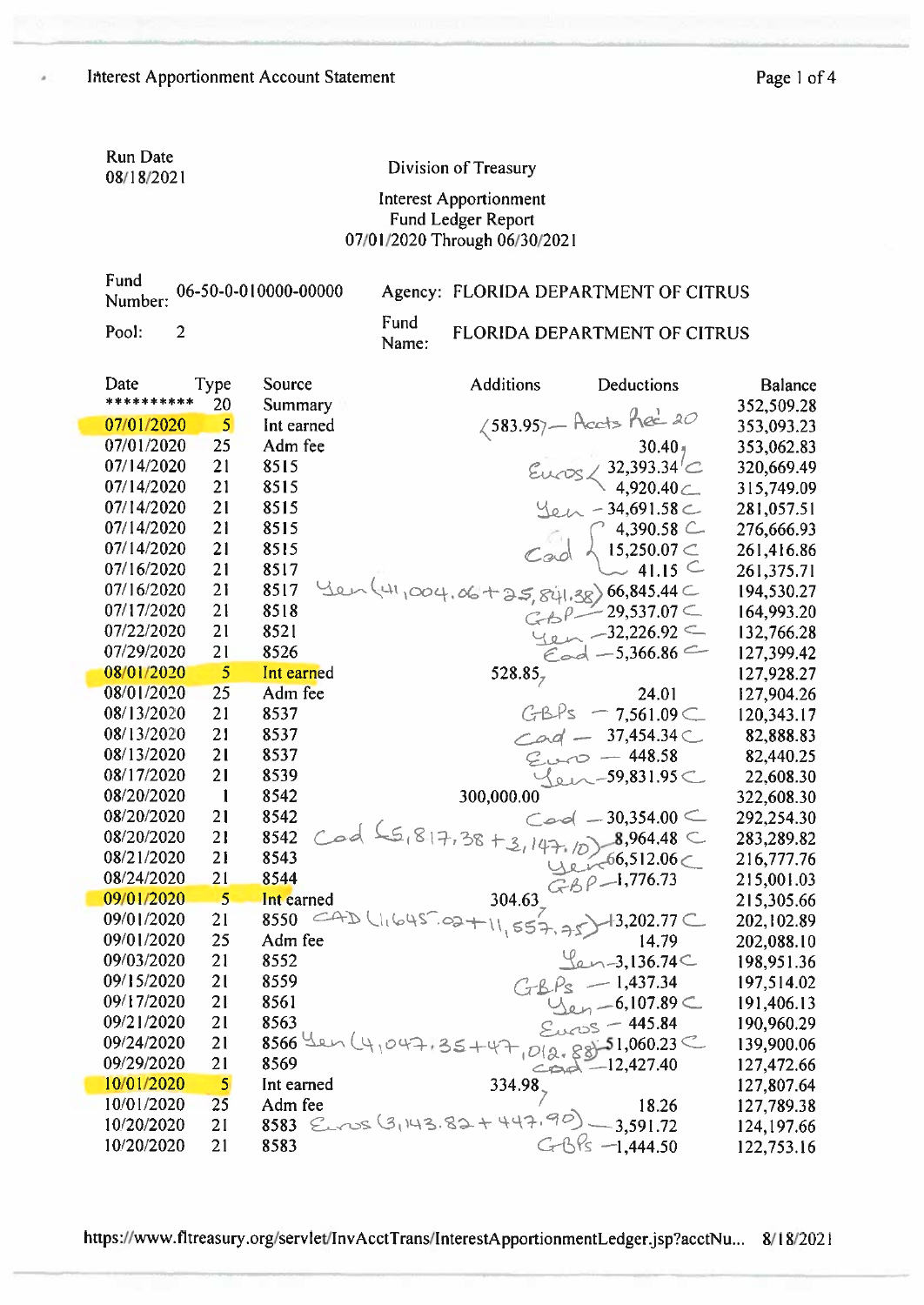Interest Apportionment Account Statement

Run Date
08/18/2021

Division of Treasury

Interest Apportionment
Fund Ledger Report
07/01/2020 Through 06/30/2021

Fund Number: 06-50-0-010000-00000

Agency: FLORIDA DEPARTMENT OF CITRUS

Pool: 2

Fund Name: FLORIDA DEPARTMENT OF CITRUS

| Date | Type | Source | Additions | Deductions | Balance |
|---|---|---|---|---|---|
| ********** | 20 | Summary | | | 352,509.28 |
| 07/01/2020 | 5 | Int earned | 583.95 (Accts Rec 20) | | 353,093.23 |
| 07/01/2020 | 25 | Adm fee | | 30.40 | 353,062.83 |
| 07/14/2020 | 21 | 8515 | | Euros 32,393.34 | 320,669.49 |
| 07/14/2020 | 21 | 8515 | | 4,920.40 | 315,749.09 |
| 07/14/2020 | 21 | 8515 | | Yen - 34,691.58 | 281,057.51 |
| 07/14/2020 | 21 | 8515 | | Cad 4,390.58 | 276,666.93 |
| 07/14/2020 | 21 | 8515 | | 15,250.07 | 261,416.86 |
| 07/16/2020 | 21 | 8517 | | 41.15 | 261,375.71 |
| 07/16/2020 | 21 | 8517 | | Yen (41,004.06 + 25,841.38) 66,845.44 | 194,530.27 |
| 07/17/2020 | 21 | 8518 | | GBP - 29,537.07 | 164,993.20 |
| 07/22/2020 | 21 | 8521 | | Yen - 32,226.92 | 132,766.28 |
| 07/29/2020 | 21 | 8526 | | Cad - 5,366.86 | 127,399.42 |
| 08/01/2020 | 5 | Int earned | 528.85 | | 127,928.27 |
| 08/01/2020 | 25 | Adm fee | | 24.01 | 127,904.26 |
| 08/13/2020 | 21 | 8537 | | GBPs - 7,561.09 | 120,343.17 |
| 08/13/2020 | 21 | 8537 | | Cad - 37,454.34 | 82,888.83 |
| 08/13/2020 | 21 | 8537 | | Euro - 448.58 | 82,440.25 |
| 08/17/2020 | 21 | 8539 | | Yen - 59,831.95 | 22,608.30 |
| 08/20/2020 | 1 | 8542 | 300,000.00 | | 322,608.30 |
| 08/20/2020 | 21 | 8542 | | Cad - 30,354.00 | 292,254.30 |
| 08/20/2020 | 21 | 8542 | | Cad (5,817.38 + 3,147.10) 8,964.48 | 283,289.82 |
| 08/21/2020 | 21 | 8543 | | Yen - 66,512.06 | 216,777.76 |
| 08/24/2020 | 21 | 8544 | | GBP - 1,776.73 | 215,001.03 |
| 09/01/2020 | 5 | Int earned | 304.63 | | 215,305.66 |
| 09/01/2020 | 21 | 8550 | | CAD (1,645.02 + 11,557.75) 13,202.77 | 202,102.89 |
| 09/01/2020 | 25 | Adm fee | | 14.79 | 202,088.10 |
| 09/03/2020 | 21 | 8552 | | Yen - 3,136.74 | 198,951.36 |
| 09/15/2020 | 21 | 8559 | | GBPs - 1,437.34 | 197,514.02 |
| 09/17/2020 | 21 | 8561 | | Yen - 6,107.89 | 191,406.13 |
| 09/21/2020 | 21 | 8563 | | Euros - 445.84 | 190,960.29 |
| 09/24/2020 | 21 | 8566 | | Yen (4,047.35 + 47,012.88) 51,060.23 | 139,900.06 |
| 09/29/2020 | 21 | 8569 | | Cad - 12,427.40 | 127,472.66 |
| 10/01/2020 | 5 | Int earned | 334.98 | | 127,807.64 |
| 10/01/2020 | 25 | Adm fee | | 18.26 | 127,789.38 |
| 10/20/2020 | 21 | 8583 | | Euros (3,143.82 + 447.90) - 3,591.72 | 124,197.66 |
| 10/20/2020 | 21 | 8583 | | GBPs - 1,444.50 | 122,753.16 |

https://www.fltreasury.org/servlet/InvAcctTrans/InterestApportionmentLedger.jsp?acctNu... 8/18/2021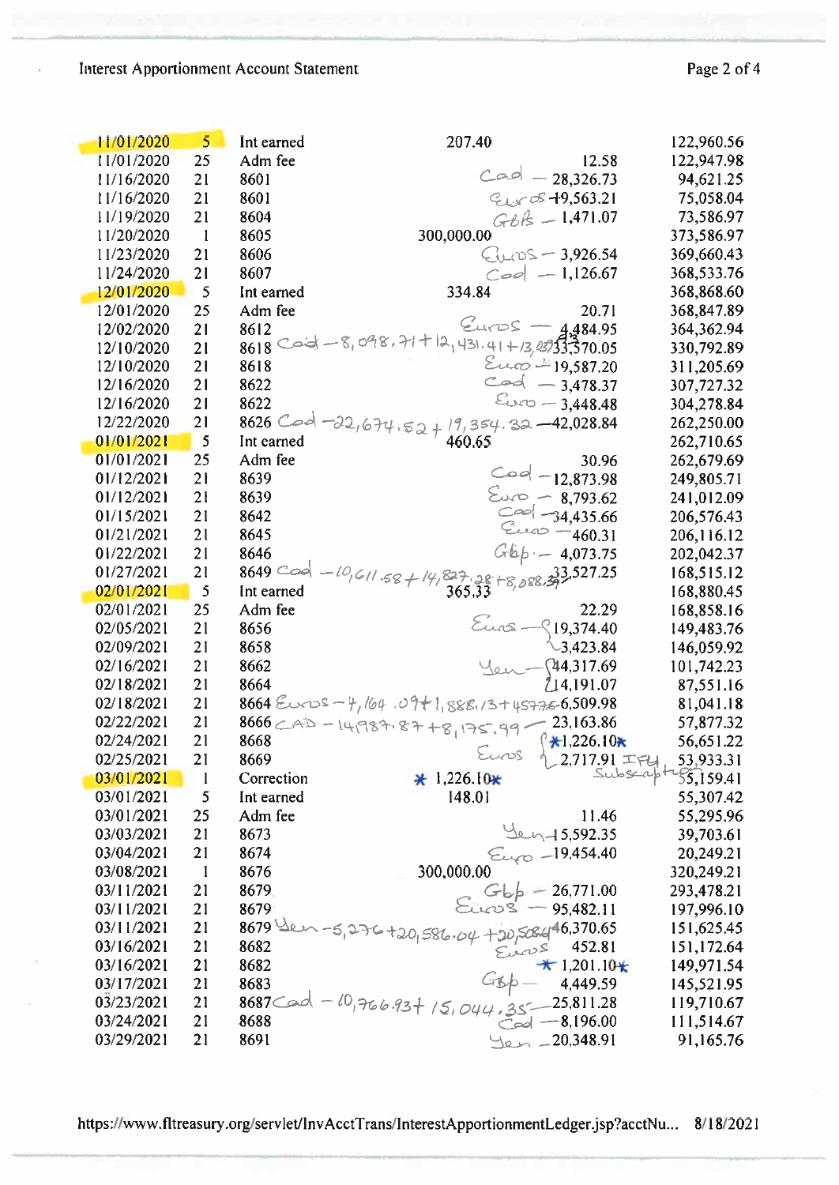Interest Apportionment Account Statement

| Date | Code | Description | Deposit | Withdrawal | Balance |
|---|---|---|---|---|---|
| 11/01/2020 | 5 | Int earned | 207.40 | | 122,960.56 |
| 11/01/2020 | 25 | Adm fee | | 12.58 | 122,947.98 |
| 11/16/2020 | 21 | 8601 | | Cad — 28,326.73 | 94,621.25 |
| 11/16/2020 | 21 | 8601 | | Euros 19,563.21 | 75,058.04 |
| 11/19/2020 | 21 | 8604 | | GbP — 1,471.07 | 73,586.97 |
| 11/20/2020 | 1 | 8605 | 300,000.00 | | 373,586.97 |
| 11/23/2020 | 21 | 8606 | | Euros — 3,926.54 | 369,660.43 |
| 11/24/2020 | 21 | 8607 | | Cad — 1,126.67 | 368,533.76 |
| 12/01/2020 | 5 | Int earned | 334.84 | | 368,868.60 |
| 12/01/2020 | 25 | Adm fee | | 20.71 | 368,847.89 |
| 12/02/2020 | 21 | 8612 | | Euros — 4,484.95 | 364,362.94 |
| 12/10/2020 | 21 | 8618 Cad — 8,098.71 + 12,431.41 + 13,037 | | 33,570.05 | 330,792.89 |
| 12/10/2020 | 21 | 8618 | | Euro — 19,587.20 | 311,205.69 |
| 12/16/2020 | 21 | 8622 | | Cad — 3,478.37 | 307,727.32 |
| 12/16/2020 | 21 | 8622 | | Euro — 3,448.48 | 304,278.84 |
| 12/22/2020 | 21 | 8626 Cad — 22,674.52 + 19,354.32 | | — 42,028.84 | 262,250.00 |
| 01/01/2021 | 5 | Int earned | 460.65 | | 262,710.65 |
| 01/01/2021 | 25 | Adm fee | | 30.96 | 262,679.69 |
| 01/12/2021 | 21 | 8639 | | Cad — 12,873.98 | 249,805.71 |
| 01/12/2021 | 21 | 8639 | | Euro — 8,793.62 | 241,012.09 |
| 01/15/2021 | 21 | 8642 | | Cad — 34,435.66 | 206,576.43 |
| 01/21/2021 | 21 | 8645 | | Euro — 460.31 | 206,116.12 |
| 01/22/2021 | 21 | 8646 | | Gbp — 4,073.75 | 202,042.37 |
| 01/27/2021 | 21 | 8649 Cad — 10,611.58 + 14,827.28 + 8,088.39 | | 33,527.25 | 168,515.12 |
| 02/01/2021 | 5 | Int earned | 365.33 | | 168,880.45 |
| 02/01/2021 | 25 | Adm fee | | 22.29 | 168,858.16 |
| 02/05/2021 | 21 | 8656 | | Euros — 19,374.40 | 149,483.76 |
| 02/09/2021 | 21 | 8658 | | 3,423.84 | 146,059.92 |
| 02/16/2021 | 21 | 8662 | | Yen — 44,317.69 | 101,742.23 |
| 02/18/2021 | 21 | 8664 | | 14,191.07 | 87,551.16 |
| 02/18/2021 | 21 | 8664 Euros — 4,164.09 + 1,888.13 + 457.76 | | 6,509.98 | 81,041.18 |
| 02/22/2021 | 21 | 8666 CAD — 14,987.87 + 8,175.99 | | — 23,163.86 | 57,877.32 |
| 02/24/2021 | 21 | 8668 | | Euros * 1,226.10 * | 56,651.22 |
| 02/25/2021 | 21 | 8669 | | 2,717.91 IFU Subscription | 53,933.31 |
| 03/01/2021 | 1 | Correction | * 1,226.10 * | | 55,159.41 |
| 03/01/2021 | 5 | Int earned | 148.01 | | 55,307.42 |
| 03/01/2021 | 25 | Adm fee | | 11.46 | 55,295.96 |
| 03/03/2021 | 21 | 8673 | | Yen — 15,592.35 | 39,703.61 |
| 03/04/2021 | 21 | 8674 | | Euro — 19,454.40 | 20,249.21 |
| 03/08/2021 | 1 | 8676 | 300,000.00 | | 320,249.21 |
| 03/11/2021 | 21 | 8679 | | Gbp — 26,771.00 | 293,478.21 |
| 03/11/2021 | 21 | 8679 | | Euros — 95,482.11 | 197,996.10 |
| 03/11/2021 | 21 | 8679 Yen — 5,276 + 20,586.04 + 20,508 | | 46,370.65 | 151,625.45 |
| 03/16/2021 | 21 | 8682 | | Euros 452.81 | 151,172.64 |
| 03/16/2021 | 21 | 8682 | | * 1,201.10 * | 149,971.54 |
| 03/17/2021 | 21 | 8683 | | Gbp — 4,449.59 | 145,521.95 |
| 03/23/2021 | 21 | 8687 Cad — 10,766.93 + 15,044.35 | | — 25,811.28 | 119,710.67 |
| 03/24/2021 | 21 | 8688 | | Cad — 8,196.00 | 111,514.67 |
| 03/29/2021 | 21 | 8691 | | Yen — 20,348.91 | 91,165.76 |

https://www.fltreasury.org/servlet/InvAcctTrans/InterestApportionmentLedger.jsp?acctNu... 8/18/2021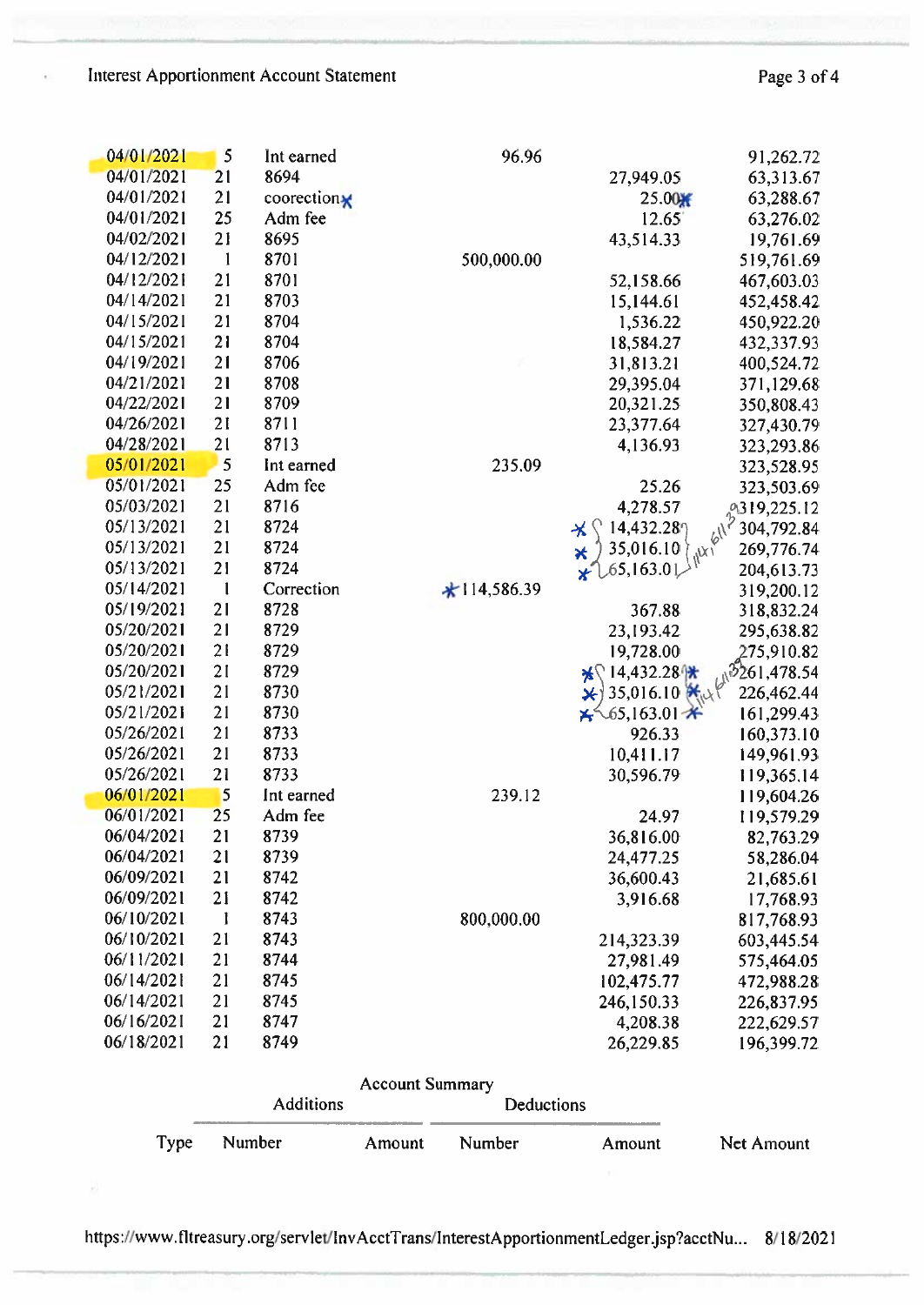Interest Apportionment Account Statement

| Date | Type | Description | Additions | Deductions | Balance |
|---|---|---|---|---|---|
| 04/01/2021 | 5 | Int earned | 96.96 | | 91,262.72 |
| 04/01/2021 | 21 | 8694 | | 27,949.05 | 63,313.67 |
| 04/01/2021 | 21 | coorection | | 25.00 | 63,288.67 |
| 04/01/2021 | 25 | Adm fee | | 12.65 | 63,276.02 |
| 04/02/2021 | 21 | 8695 | | 43,514.33 | 19,761.69 |
| 04/12/2021 | 1 | 8701 | 500,000.00 | | 519,761.69 |
| 04/12/2021 | 21 | 8701 | | 52,158.66 | 467,603.03 |
| 04/14/2021 | 21 | 8703 | | 15,144.61 | 452,458.42 |
| 04/15/2021 | 21 | 8704 | | 1,536.22 | 450,922.20 |
| 04/15/2021 | 21 | 8704 | | 18,584.27 | 432,337.93 |
| 04/19/2021 | 21 | 8706 | | 31,813.21 | 400,524.72 |
| 04/21/2021 | 21 | 8708 | | 29,395.04 | 371,129.68 |
| 04/22/2021 | 21 | 8709 | | 20,321.25 | 350,808.43 |
| 04/26/2021 | 21 | 8711 | | 23,377.64 | 327,430.79 |
| 04/28/2021 | 21 | 8713 | | 4,136.93 | 323,293.86 |
| 05/01/2021 | 5 | Int earned | 235.09 | | 323,528.95 |
| 05/01/2021 | 25 | Adm fee | | 25.26 | 323,503.69 |
| 05/03/2021 | 21 | 8716 | | 4,278.57 | 319,225.12 |
| 05/13/2021 | 21 | 8724 | | 14,432.28 | 304,792.84 |
| 05/13/2021 | 21 | 8724 | | 35,016.10 | 269,776.74 |
| 05/13/2021 | 21 | 8724 | | 65,163.01 | 204,613.73 |
| 05/14/2021 | 1 | Correction | 114,586.39 | | 319,200.12 |
| 05/19/2021 | 21 | 8728 | | 367.88 | 318,832.24 |
| 05/20/2021 | 21 | 8729 | | 23,193.42 | 295,638.82 |
| 05/20/2021 | 21 | 8729 | | 19,728.00 | 275,910.82 |
| 05/20/2021 | 21 | 8729 | | 14,432.28 | 261,478.54 |
| 05/21/2021 | 21 | 8730 | | 35,016.10 | 226,462.44 |
| 05/21/2021 | 21 | 8730 | | 65,163.01 | 161,299.43 |
| 05/26/2021 | 21 | 8733 | | 926.33 | 160,373.10 |
| 05/26/2021 | 21 | 8733 | | 10,411.17 | 149,961.93 |
| 05/26/2021 | 21 | 8733 | | 30,596.79 | 119,365.14 |
| 06/01/2021 | 5 | Int earned | 239.12 | | 119,604.26 |
| 06/01/2021 | 25 | Adm fee | | 24.97 | 119,579.29 |
| 06/04/2021 | 21 | 8739 | | 36,816.00 | 82,763.29 |
| 06/04/2021 | 21 | 8739 | | 24,477.25 | 58,286.04 |
| 06/09/2021 | 21 | 8742 | | 36,600.43 | 21,685.61 |
| 06/09/2021 | 21 | 8742 | | 3,916.68 | 17,768.93 |
| 06/10/2021 | 1 | 8743 | 800,000.00 | | 817,768.93 |
| 06/10/2021 | 21 | 8743 | | 214,323.39 | 603,445.54 |
| 06/11/2021 | 21 | 8744 | | 27,981.49 | 575,464.05 |
| 06/14/2021 | 21 | 8745 | | 102,475.77 | 472,988.28 |
| 06/14/2021 | 21 | 8745 | | 246,150.33 | 226,837.95 |
| 06/16/2021 | 21 | 8747 | | 4,208.38 | 222,629.57 |
| 06/18/2021 | 21 | 8749 | | 26,229.85 | 196,399.72 |

Handwritten annotations: "114,611.39" (beside the 05/13/2021 entries and beside the 05/20–05/21/2021 entries)

## Account Summary

| Type | Additions: Number | Additions: Amount | Deductions: Number | Deductions: Amount | Net Amount |
|---|---|---|---|---|---|

https://www.fltreasury.org/servlet/InvAcctTrans/InterestApportionmentLedger.jsp?acctNu... 8/18/2021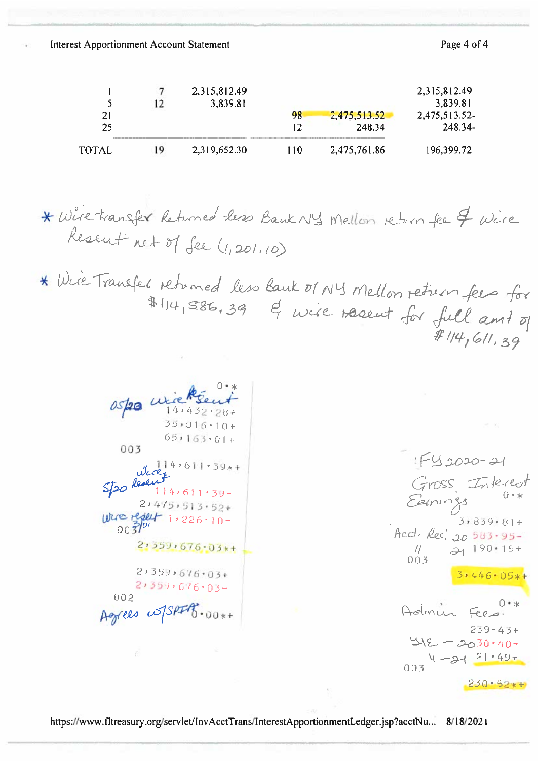## Interest Apportionment Account Statement

| | | | | | |
|---|---|---|---|---|---|
| 1 | 7 | 2,315,812.49 | | | 2,315,812.49 |
| 5 | 12 | 3,839.81 | | | 3,839.81 |
| 21 | | | 98 | 2,475,513.52 | 2,475,513.52- |
| 25 | | | 12 | 248.34 | 248.34- |
| TOTAL | 19 | 2,319,652.30 | 110 | 2,475,761.86 | 196,399.72 |

* Wire transfer Returned less Bank NY Mellon return fee & Wire Resent net of fee (1,201.10)

* Wire Transfer returned less Bank of NY Mellon return fees for $114,586.39 & wire resent for full amt of $114,611.39

05/20 Wire Resent

```
          0.*
     14,432.28+
     35,016.10+
     65,163.01+
003
    114,611.39*+
```

5/20 Wire Resent

```
    114,611.39-
  2,475,513.52+
```

Wire resent 3/01

```
      1,226.10-
003
  2,359,676.03*+

  2,359,676.03+
  2,359,676.03-
002
          0.00*+
```

Agrees w/SPIA

FY 2020-21 Gross Interest Earnings

```
          0.*
      3,839.81+
```

Acct. Rec' 20

```
        583.95-
```

" 21

```
        190.19+
003
      3,446.05*+
```

Admin Fees:

```
          0.*
        239.43+
```

Y/E - 20

```
         30.40-
```

" - 21

```
         21.49+
003
        230.52*+
```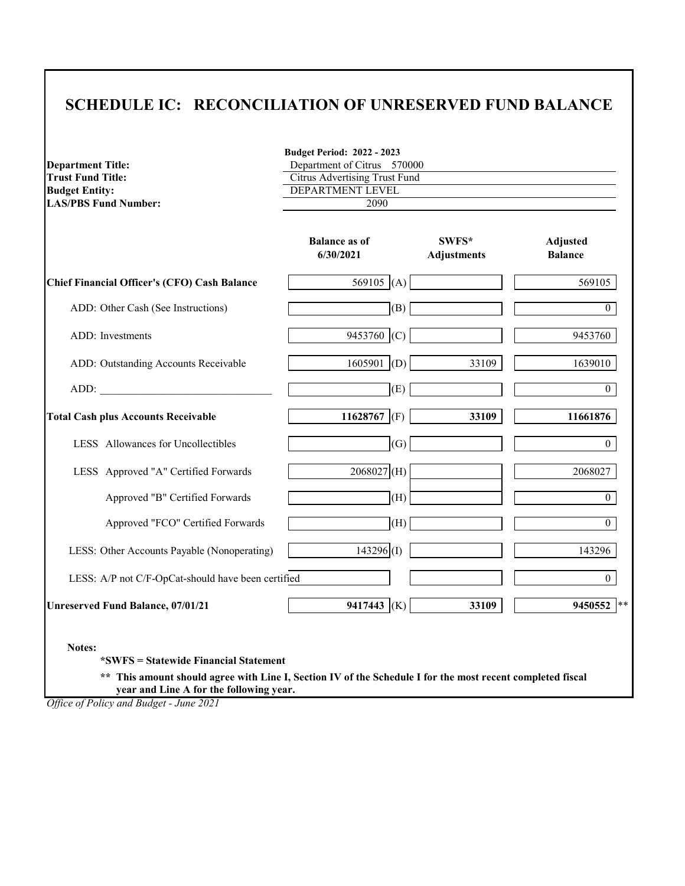# SCHEDULE IC: RECONCILIATION OF UNRESERVED FUND BALANCE

**Budget Period: 2022 - 2023**

**Department Title:** Department of Citrus 570000
**Trust Fund Title:** Citrus Advertising Trust Fund
**Budget Entity:** DEPARTMENT LEVEL
**LAS/PBS Fund Number:** 2090

| | Balance as of 6/30/2021 | | SWFS* Adjustments | Adjusted Balance |
|---|---|---|---|---|
| **Chief Financial Officer's (CFO) Cash Balance** | 569105 | (A) | | 569105 |
| ADD: Other Cash (See Instructions) | | (B) | | 0 |
| ADD: Investments | 9453760 | (C) | | 9453760 |
| ADD: Outstanding Accounts Receivable | 1605901 | (D) | 33109 | 1639010 |
| ADD: ______________________________ | | (E) | | 0 |
| **Total Cash plus Accounts Receivable** | **11628767** | (F) | **33109** | **11661876** |
| LESS Allowances for Uncollectibles | | (G) | | 0 |
| LESS Approved "A" Certified Forwards | 2068027 | (H) | | 2068027 |
| Approved "B" Certified Forwards | | (H) | | 0 |
| Approved "FCO" Certified Forwards | | (H) | | 0 |
| LESS: Other Accounts Payable (Nonoperating) | 143296 | (I) | | 143296 |
| LESS: A/P not C/F-OpCat-should have been certified | | | | 0 |
| **Unreserved Fund Balance, 07/01/21** | **9417443** | (K) | **33109** | **9450552** ** |

**Notes:**

**\*SWFS = Statewide Financial Statement**

**\*\* This amount should agree with Line I, Section IV of the Schedule I for the most recent completed fiscal year and Line A for the following year.**

*Office of Policy and Budget - June 2021*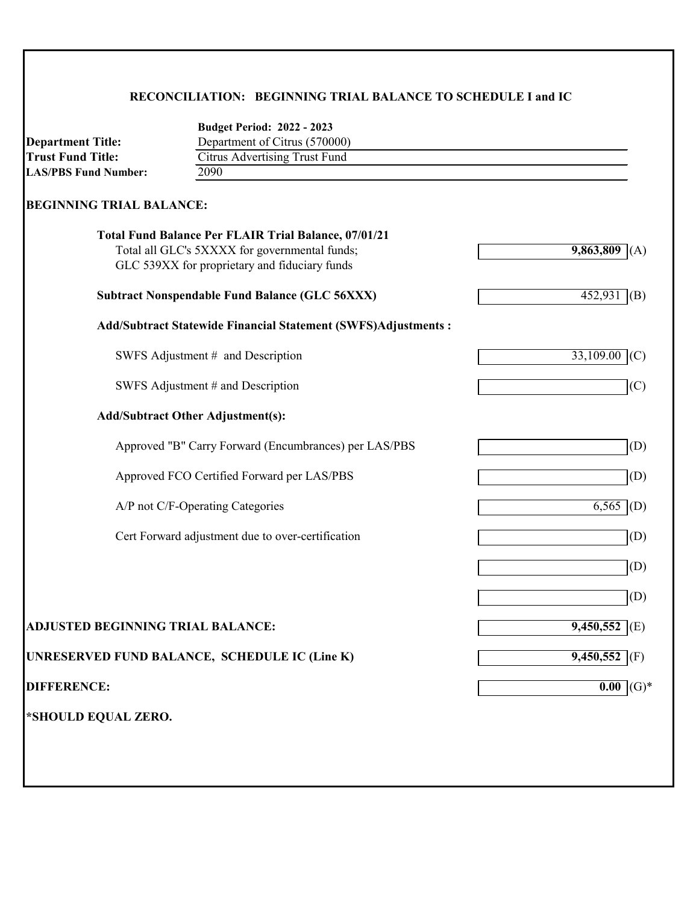## RECONCILIATION: BEGINNING TRIAL BALANCE TO SCHEDULE I and IC

**Budget Period: 2022 - 2023**

**Department Title:** Department of Citrus (570000)
**Trust Fund Title:** Citrus Advertising Trust Fund
**LAS/PBS Fund Number:** 2090

### BEGINNING TRIAL BALANCE:

| | | |
|---|---|---|
| **Total Fund Balance Per FLAIR Trial Balance, 07/01/21** | | |
| Total all GLC's 5XXXX for governmental funds; GLC 539XX for proprietary and fiduciary funds | **9,863,809** | (A) |
| **Subtract Nonspendable Fund Balance (GLC 56XXX)** | 452,931 | (B) |
| **Add/Subtract Statewide Financial Statement (SWFS)Adjustments :** | | |
| SWFS Adjustment # and Description | 33,109.00 | (C) |
| SWFS Adjustment # and Description | | (C) |
| **Add/Subtract Other Adjustment(s):** | | |
| Approved "B" Carry Forward (Encumbrances) per LAS/PBS | | (D) |
| Approved FCO Certified Forward per LAS/PBS | | (D) |
| A/P not C/F-Operating Categories | 6,565 | (D) |
| Cert Forward adjustment due to over-certification | | (D) |
| | | (D) |
| | | (D) |
| **ADJUSTED BEGINNING TRIAL BALANCE:** | **9,450,552** | (E) |
| **UNRESERVED FUND BALANCE, SCHEDULE IC (Line K)** | **9,450,552** | (F) |
| **DIFFERENCE:** | **0.00** | (G)* |

**\*SHOULD EQUAL ZERO.**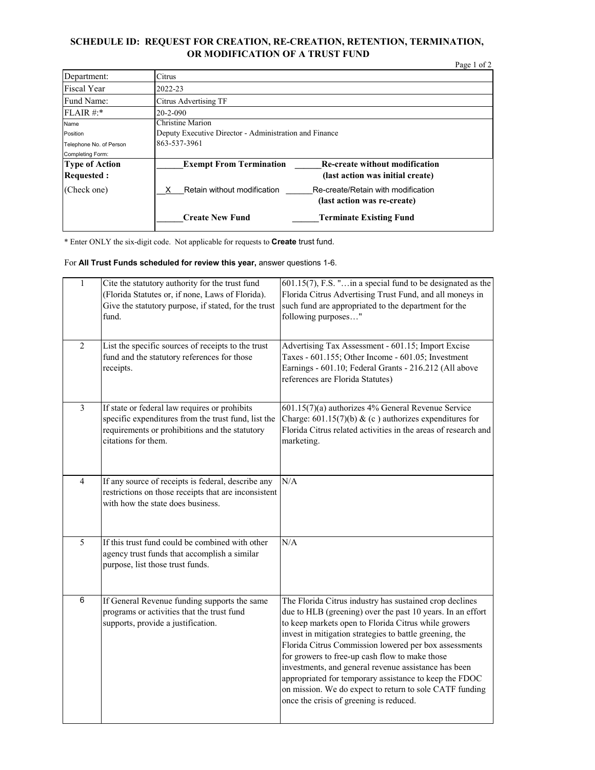# SCHEDULE ID: REQUEST FOR CREATION, RE-CREATION, RETENTION, TERMINATION, OR MODIFICATION OF A TRUST FUND

| | |
|---|---|
| Department: | Citrus |
| Fiscal Year | 2022-23 |
| Fund Name: | Citrus Advertising TF |
| FLAIR #:* | 20-2-090 |
| Name | Christine Marion |
| Position | Deputy Executive Director - Administration and Finance |
| Telephone No. of Person Completing Form: | 863-537-3961 |
| **Type of Action Requested :** (Check one) | ______**Exempt From Termination** ______**Re-create without modification (last action was initial create)** |
| | __X___Retain without modification ______Re-create/Retain with modification **(last action was re-create)** |
| | ______**Create New Fund** ______**Terminate Existing Fund** |

\* Enter ONLY the six-digit code. Not applicable for requests to **Create** trust fund.

For **All Trust Funds scheduled for review this year,** answer questions 1-6.

| | | |
|---|---|---|
| 1 | Cite the statutory authority for the trust fund (Florida Statutes or, if none, Laws of Florida). Give the statutory purpose, if stated, for the trust fund. | 601.15(7), F.S. "…in a special fund to be designated as the Florida Citrus Advertising Trust Fund, and all moneys in such fund are appropriated to the department for the following purposes…" |
| 2 | List the specific sources of receipts to the trust fund and the statutory references for those receipts. | Advertising Tax Assessment - 601.15; Import Excise Taxes - 601.155; Other Income - 601.05; Investment Earnings - 601.10; Federal Grants - 216.212 (All above references are Florida Statutes) |
| 3 | If state or federal law requires or prohibits specific expenditures from the trust fund, list the requirements or prohibitions and the statutory citations for them. | 601.15(7)(a) authorizes 4% General Revenue Service Charge: 601.15(7)(b) & (c ) authorizes expenditures for Florida Citrus related activities in the areas of research and marketing. |
| 4 | If any source of receipts is federal, describe any restrictions on those receipts that are inconsistent with how the state does business. | N/A |
| 5 | If this trust fund could be combined with other agency trust funds that accomplish a similar purpose, list those trust funds. | N/A |
| 6 | If General Revenue funding supports the same programs or activities that the trust fund supports, provide a justification. | The Florida Citrus industry has sustained crop declines due to HLB (greening) over the past 10 years. In an effort to keep markets open to Florida Citrus while growers invest in mitigation strategies to battle greening, the Florida Citrus Commission lowered per box assessments for growers to free-up cash flow to make those investments, and general revenue assistance has been appropriated for temporary assistance to keep the FDOC on mission. We do expect to return to sole CATF funding once the crisis of greening is reduced. |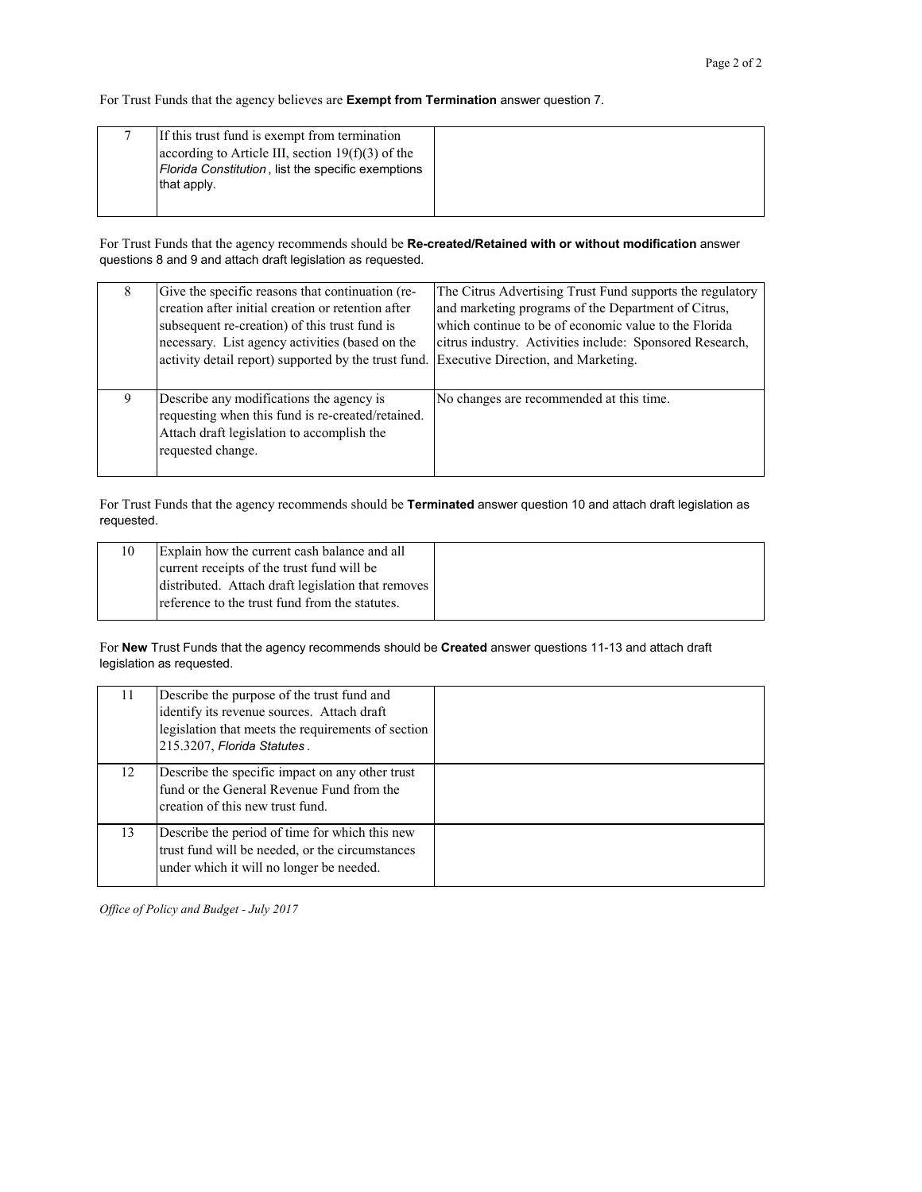For Trust Funds that the agency believes are **Exempt from Termination** answer question 7.

| | | |
|---|---|---|
| 7 | If this trust fund is exempt from termination according to Article III, section 19(f)(3) of the *Florida Constitution*, list the specific exemptions that apply. | |

For Trust Funds that the agency recommends should be **Re-created/Retained with or without modification** answer questions 8 and 9 and attach draft legislation as requested.

| | | |
|---|---|---|
| 8 | Give the specific reasons that continuation (re-creation after initial creation or retention after subsequent re-creation) of this trust fund is necessary. List agency activities (based on the activity detail report) supported by the trust fund. | The Citrus Advertising Trust Fund supports the regulatory and marketing programs of the Department of Citrus, which continue to be of economic value to the Florida citrus industry. Activities include: Sponsored Research, Executive Direction, and Marketing. |
| 9 | Describe any modifications the agency is requesting when this fund is re-created/retained. Attach draft legislation to accomplish the requested change. | No changes are recommended at this time. |

For Trust Funds that the agency recommends should be **Terminated** answer question 10 and attach draft legislation as requested.

| | | |
|---|---|---|
| 10 | Explain how the current cash balance and all current receipts of the trust fund will be distributed. Attach draft legislation that removes reference to the trust fund from the statutes. | |

For **New** Trust Funds that the agency recommends should be **Created** answer questions 11-13 and attach draft legislation as requested.

| | | |
|---|---|---|
| 11 | Describe the purpose of the trust fund and identify its revenue sources. Attach draft legislation that meets the requirements of section 215.3207, *Florida Statutes*. | |
| 12 | Describe the specific impact on any other trust fund or the General Revenue Fund from the creation of this new trust fund. | |
| 13 | Describe the period of time for which this new trust fund will be needed, or the circumstances under which it will no longer be needed. | |

*Office of Policy and Budget - July 2017*